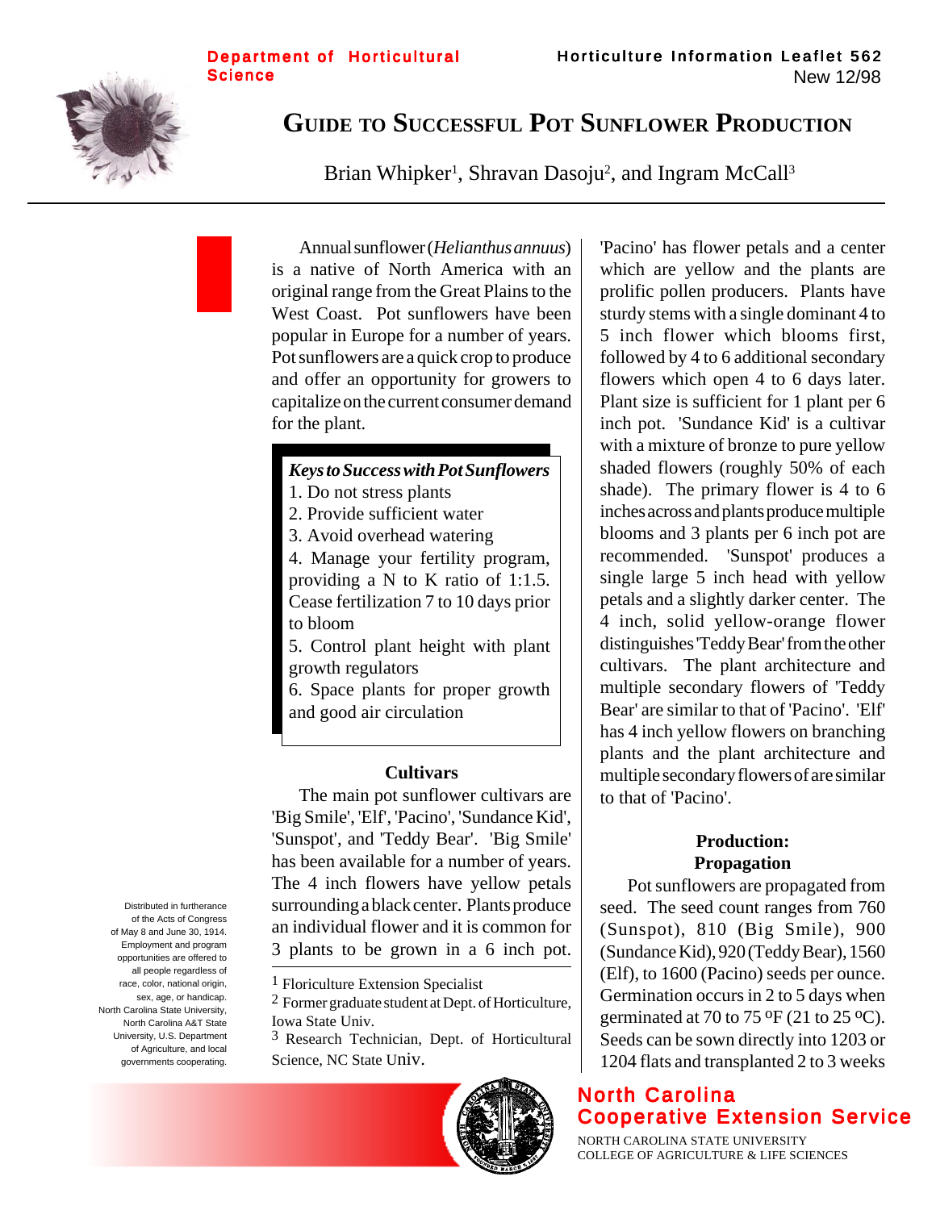Department of Horticultural Science

Horticulture Information Leaflet 562
New 12/98

# Guide to Successful Pot Sunflower Production

Brian Whipker[1], Shravan Dasoju[2], and Ingram McCall[3]

Annual sunflower (*Helianthus annuus*) is a native of North America with an original range from the Great Plains to the West Coast. Pot sunflowers have been popular in Europe for a number of years. Pot sunflowers are a quick crop to produce and offer an opportunity for growers to capitalize on the current consumer demand for the plant.

***Keys to Success with Pot Sunflowers***

1. Do not stress plants
2. Provide sufficient water
3. Avoid overhead watering
4. Manage your fertility program, providing a N to K ratio of 1:1.5. Cease fertilization 7 to 10 days prior to bloom
5. Control plant height with plant growth regulators
6. Space plants for proper growth and good air circulation

## Cultivars

The main pot sunflower cultivars are 'Big Smile', 'Elf', 'Pacino', 'Sundance Kid', 'Sunspot', and 'Teddy Bear'. 'Big Smile' has been available for a number of years. The 4 inch flowers have yellow petals surrounding a black center. Plants produce an individual flower and it is common for 3 plants to be grown in a 6 inch pot. 'Pacino' has flower petals and a center which are yellow and the plants are prolific pollen producers. Plants have sturdy stems with a single dominant 4 to 5 inch flower which blooms first, followed by 4 to 6 additional secondary flowers which open 4 to 6 days later. Plant size is sufficient for 1 plant per 6 inch pot. 'Sundance Kid' is a cultivar with a mixture of bronze to pure yellow shaded flowers (roughly 50% of each shade). The primary flower is 4 to 6 inches across and plants produce multiple blooms and 3 plants per 6 inch pot are recommended. 'Sunspot' produces a single large 5 inch head with yellow petals and a slightly darker center. The 4 inch, solid yellow-orange flower distinguishes 'Teddy Bear' from the other cultivars. The plant architecture and multiple secondary flowers of 'Teddy Bear' are similar to that of 'Pacino'. 'Elf' has 4 inch yellow flowers on branching plants and the plant architecture and multiple secondary flowers of are similar to that of 'Pacino'.

## Production: Propagation

Pot sunflowers are propagated from seed. The seed count ranges from 760 (Sunspot), 810 (Big Smile), 900 (Sundance Kid), 920 (Teddy Bear), 1560 (Elf), to 1600 (Pacino) seeds per ounce. Germination occurs in 2 to 5 days when germinated at 70 to 75 ºF (21 to 25 ºC). Seeds can be sown directly into 1203 or 1204 flats and transplanted 2 to 3 weeks

---

[1] Floriculture Extension Specialist

[2] Former graduate student at Dept. of Horticulture, Iowa State Univ.

[3] Research Technician, Dept. of Horticultural Science, NC State Univ.

Distributed in furtherance of the Acts of Congress of May 8 and June 30, 1914. Employment and program opportunities are offered to all people regardless of race, color, national origin, sex, age, or handicap. North Carolina State University, North Carolina A&T State University, U.S. Department of Agriculture, and local governments cooperating.

North Carolina Cooperative Extension Service
NORTH CAROLINA STATE UNIVERSITY
COLLEGE OF AGRICULTURE & LIFE SCIENCES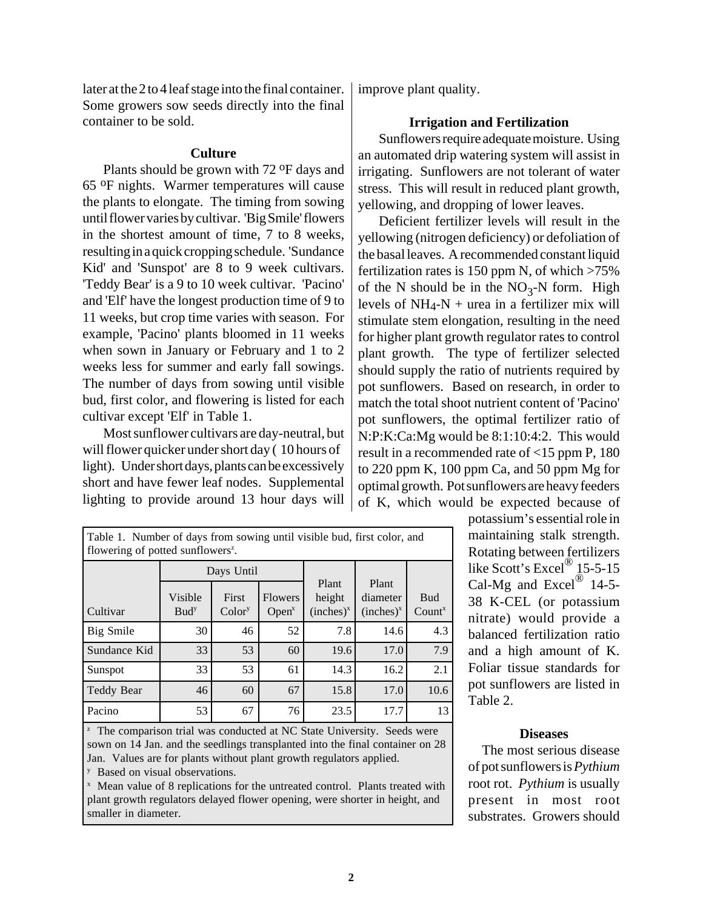later at the 2 to 4 leaf stage into the final container. Some growers sow seeds directly into the final container to be sold.

### Culture

Plants should be grown with 72 ºF days and 65 ºF nights. Warmer temperatures will cause the plants to elongate. The timing from sowing until flower varies by cultivar. 'Big Smile' flowers in the shortest amount of time, 7 to 8 weeks, resulting in a quick cropping schedule. 'Sundance Kid' and 'Sunspot' are 8 to 9 week cultivars. 'Teddy Bear' is a 9 to 10 week cultivar. 'Pacino' and 'Elf' have the longest production time of 9 to 11 weeks, but crop time varies with season. For example, 'Pacino' plants bloomed in 11 weeks when sown in January or February and 1 to 2 weeks less for summer and early fall sowings. The number of days from sowing until visible bud, first color, and flowering is listed for each cultivar except 'Elf' in Table 1.

Most sunflower cultivars are day-neutral, but will flower quicker under short day ( 10 hours of light). Under short days, plants can be excessively short and have fewer leaf nodes. Supplemental lighting to provide around 13 hour days will improve plant quality.

### Irrigation and Fertilization

Sunflowers require adequate moisture. Using an automated drip watering system will assist in irrigating. Sunflowers are not tolerant of water stress. This will result in reduced plant growth, yellowing, and dropping of lower leaves.

Deficient fertilizer levels will result in the yellowing (nitrogen deficiency) or defoliation of the basal leaves. A recommended constant liquid fertilization rates is 150 ppm N, of which >75% of the N should be in the $NO_3$-N form. High levels of $NH_4$-N + urea in a fertilizer mix will stimulate stem elongation, resulting in the need for higher plant growth regulator rates to control plant growth. The type of fertilizer selected should supply the ratio of nutrients required by pot sunflowers. Based on research, in order to match the total shoot nutrient content of 'Pacino' pot sunflowers, the optimal fertilizer ratio of N:P:K:Ca:Mg would be 8:1:10:4:2. This would result in a recommended rate of <15 ppm P, 180 to 220 ppm K, 100 ppm Ca, and 50 ppm Mg for optimal growth. Pot sunflowers are heavy feeders of K, which would be expected because of potassium's essential role in maintaining stalk strength. Rotating between fertilizers like Scott's Excel® 15-5-15 Cal-Mg and Excel® 14-5-38 K-CEL (or potassium nitrate) would provide a balanced fertilization ratio and a high amount of K. Foliar tissue standards for pot sunflowers are listed in Table 2.

Table 1. Number of days from sowing until visible bud, first color, and flowering of potted sunflowers[z].

| | Days Until | | | | | |
|---|---|---|---|---|---|---|
| Cultivar | Visible Bud[y] | First Color[y] | Flowers Open[x] | Plant height (inches)[x] | Plant diameter (inches)[x] | Bud Count[x] |
| Big Smile | 30 | 46 | 52 | 7.8 | 14.6 | 4.3 |
| Sundance Kid | 33 | 53 | 60 | 19.6 | 17.0 | 7.9 |
| Sunspot | 33 | 53 | 61 | 14.3 | 16.2 | 2.1 |
| Teddy Bear | 46 | 60 | 67 | 15.8 | 17.0 | 10.6 |
| Pacino | 53 | 67 | 76 | 23.5 | 17.7 | 13 |

[z] The comparison trial was conducted at NC State University. Seeds were sown on 14 Jan. and the seedlings transplanted into the final container on 28 Jan. Values are for plants without plant growth regulators applied.
[y] Based on visual observations.
[x] Mean value of 8 replications for the untreated control. Plants treated with plant growth regulators delayed flower opening, were shorter in height, and smaller in diameter.

### Diseases

The most serious disease of pot sunflowers is *Pythium* root rot. *Pythium* is usually present in most root substrates. Growers should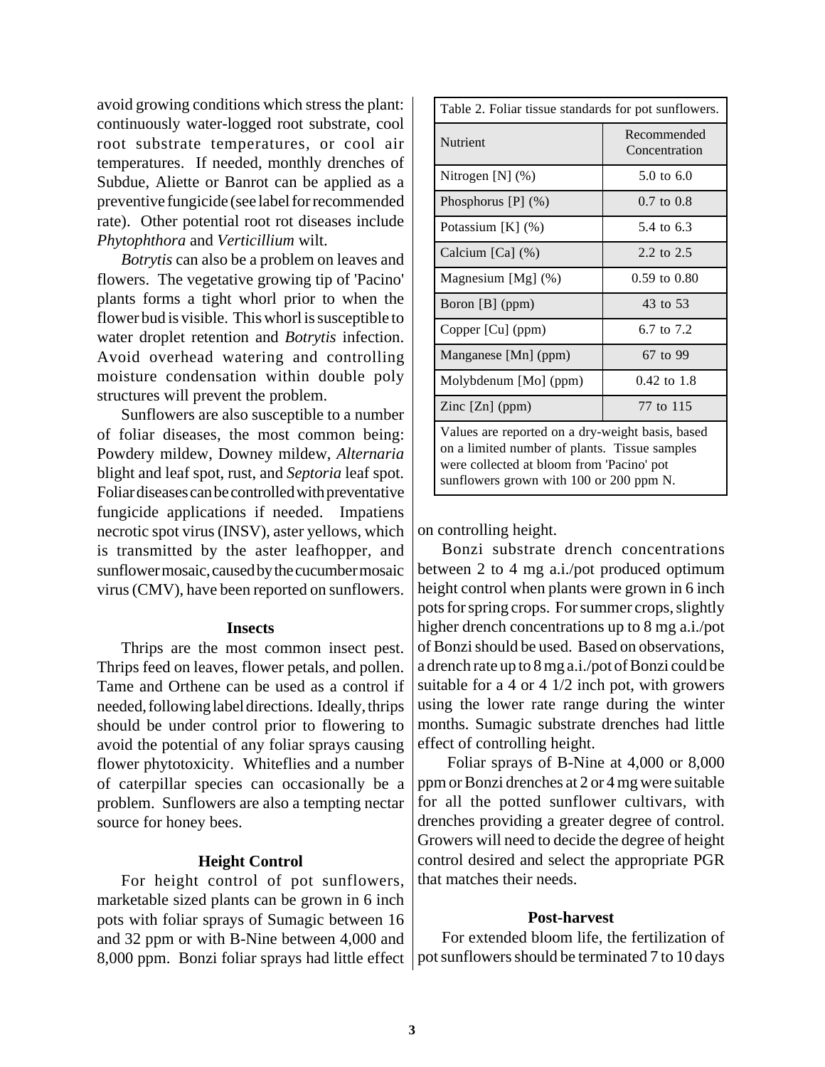avoid growing conditions which stress the plant: continuously water-logged root substrate, cool root substrate temperatures, or cool air temperatures. If needed, monthly drenches of Subdue, Aliette or Banrot can be applied as a preventive fungicide (see label for recommended rate). Other potential root rot diseases include *Phytophthora* and *Verticillium* wilt.

*Botrytis* can also be a problem on leaves and flowers. The vegetative growing tip of 'Pacino' plants forms a tight whorl prior to when the flower bud is visible. This whorl is susceptible to water droplet retention and *Botrytis* infection. Avoid overhead watering and controlling moisture condensation within double poly structures will prevent the problem.

Sunflowers are also susceptible to a number of foliar diseases, the most common being: Powdery mildew, Downey mildew, *Alternaria* blight and leaf spot, rust, and *Septoria* leaf spot. Foliar diseases can be controlled with preventative fungicide applications if needed. Impatiens necrotic spot virus (INSV), aster yellows, which is transmitted by the aster leafhopper, and sunflower mosaic, caused by the cucumber mosaic virus (CMV), have been reported on sunflowers.

### Insects

Thrips are the most common insect pest. Thrips feed on leaves, flower petals, and pollen. Tame and Orthene can be used as a control if needed, following label directions. Ideally, thrips should be under control prior to flowering to avoid the potential of any foliar sprays causing flower phytotoxicity. Whiteflies and a number of caterpillar species can occasionally be a problem. Sunflowers are also a tempting nectar source for honey bees.

### Height Control

For height control of pot sunflowers, marketable sized plants can be grown in 6 inch pots with foliar sprays of Sumagic between 16 and 32 ppm or with B-Nine between 4,000 and 8,000 ppm. Bonzi foliar sprays had little effect on controlling height.

Table 2. Foliar tissue standards for pot sunflowers.

| Nutrient | Recommended Concentration |
|---|---|
| Nitrogen [N] (%) | 5.0 to 6.0 |
| Phosphorus [P] (%) | 0.7 to 0.8 |
| Potassium [K] (%) | 5.4 to 6.3 |
| Calcium [Ca] (%) | 2.2 to 2.5 |
| Magnesium [Mg] (%) | 0.59 to 0.80 |
| Boron [B] (ppm) | 43 to 53 |
| Copper [Cu] (ppm) | 6.7 to 7.2 |
| Manganese [Mn] (ppm) | 67 to 99 |
| Molybdenum [Mo] (ppm) | 0.42 to 1.8 |
| Zinc [Zn] (ppm) | 77 to 115 |

Values are reported on a dry-weight basis, based on a limited number of plants. Tissue samples were collected at bloom from 'Pacino' pot sunflowers grown with 100 or 200 ppm N.

Bonzi substrate drench concentrations between 2 to 4 mg a.i./pot produced optimum height control when plants were grown in 6 inch pots for spring crops. For summer crops, slightly higher drench concentrations up to 8 mg a.i./pot of Bonzi should be used. Based on observations, a drench rate up to 8 mg a.i./pot of Bonzi could be suitable for a 4 or 4 1/2 inch pot, with growers using the lower rate range during the winter months. Sumagic substrate drenches had little effect of controlling height.

Foliar sprays of B-Nine at 4,000 or 8,000 ppm or Bonzi drenches at 2 or 4 mg were suitable for all the potted sunflower cultivars, with drenches providing a greater degree of control. Growers will need to decide the degree of height control desired and select the appropriate PGR that matches their needs.

### Post-harvest

For extended bloom life, the fertilization of pot sunflowers should be terminated 7 to 10 days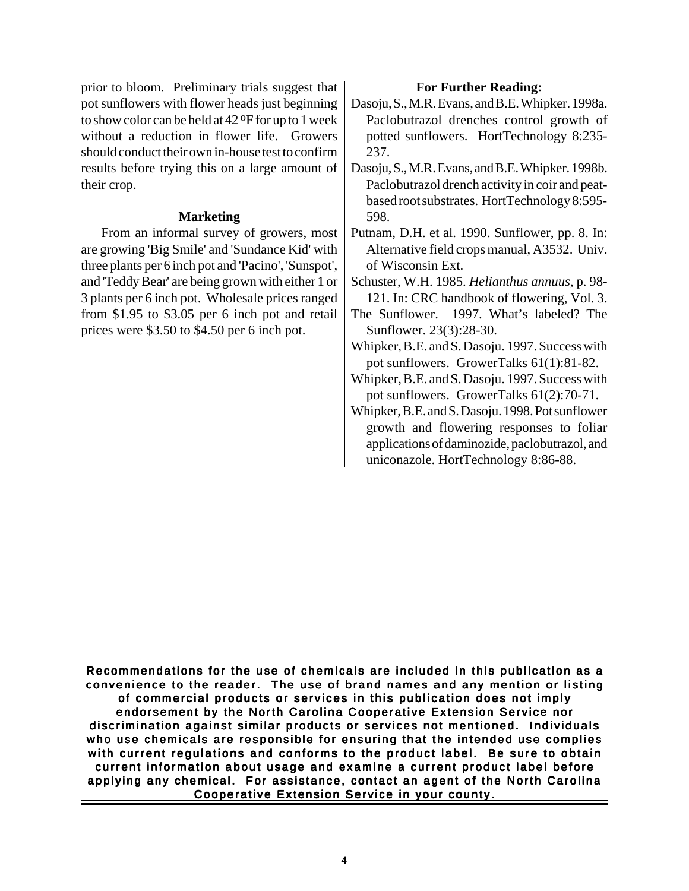prior to bloom. Preliminary trials suggest that pot sunflowers with flower heads just beginning to show color can be held at 42 ºF for up to 1 week without a reduction in flower life. Growers should conduct their own in-house test to confirm results before trying this on a large amount of their crop.

### Marketing

From an informal survey of growers, most are growing 'Big Smile' and 'Sundance Kid' with three plants per 6 inch pot and 'Pacino', 'Sunspot', and 'Teddy Bear' are being grown with either 1 or 3 plants per 6 inch pot. Wholesale prices ranged from $1.95 to $3.05 per 6 inch pot and retail prices were $3.50 to $4.50 per 6 inch pot.

### For Further Reading:

Dasoju, S., M.R. Evans, and B.E. Whipker. 1998a. Paclobutrazol drenches control growth of potted sunflowers. HortTechnology 8:235-237.

Dasoju, S., M.R. Evans, and B.E. Whipker. 1998b. Paclobutrazol drench activity in coir and peat-based root substrates. HortTechnology 8:595-598.

Putnam, D.H. et al. 1990. Sunflower, pp. 8. In: Alternative field crops manual, A3532. Univ. of Wisconsin Ext.

Schuster, W.H. 1985. *Helianthus annuus*, p. 98-121. In: CRC handbook of flowering, Vol. 3.

The Sunflower. 1997. What's labeled? The Sunflower. 23(3):28-30.

Whipker, B.E. and S. Dasoju. 1997. Success with pot sunflowers. GrowerTalks 61(1):81-82.

Whipker, B.E. and S. Dasoju. 1997. Success with pot sunflowers. GrowerTalks 61(2):70-71.

Whipker, B.E. and S. Dasoju. 1998. Pot sunflower growth and flowering responses to foliar applications of daminozide, paclobutrazol, and uniconazole. HortTechnology 8:86-88.

**Recommendations for the use of chemicals are included in this publication as a convenience to the reader. The use of brand names and any mention or listing of commercial products or services in this publication does not imply endorsement by the North Carolina Cooperative Extension Service nor discrimination against similar products or services not mentioned. Individuals who use chemicals are responsible for ensuring that the intended use complies with current regulations and conforms to the product label. Be sure to obtain current information about usage and examine a current product label before applying any chemical. For assistance, contact an agent of the North Carolina Cooperative Extension Service in your county.**